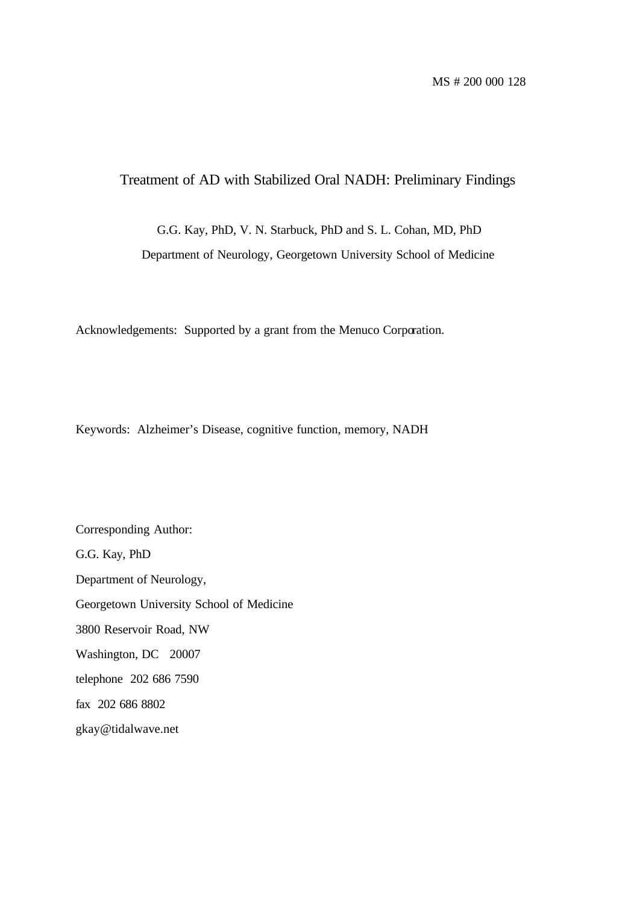MS # 200 000 128

# Treatment of AD with Stabilized Oral NADH: Preliminary Findings

G.G. Kay, PhD, V. N. Starbuck, PhD and S. L. Cohan, MD, PhD

Department of Neurology, Georgetown University School of Medicine

Acknowledgements: Supported by a grant from the Menuco Corporation.

Keywords: Alzheimer's Disease, cognitive function, memory, NADH

Corresponding Author:

G.G. Kay, PhD

Department of Neurology,

Georgetown University School of Medicine

3800 Reservoir Road, NW

Washington, DC 20007

telephone 202 686 7590

fax 202 686 8802

gkay@tidalwave.net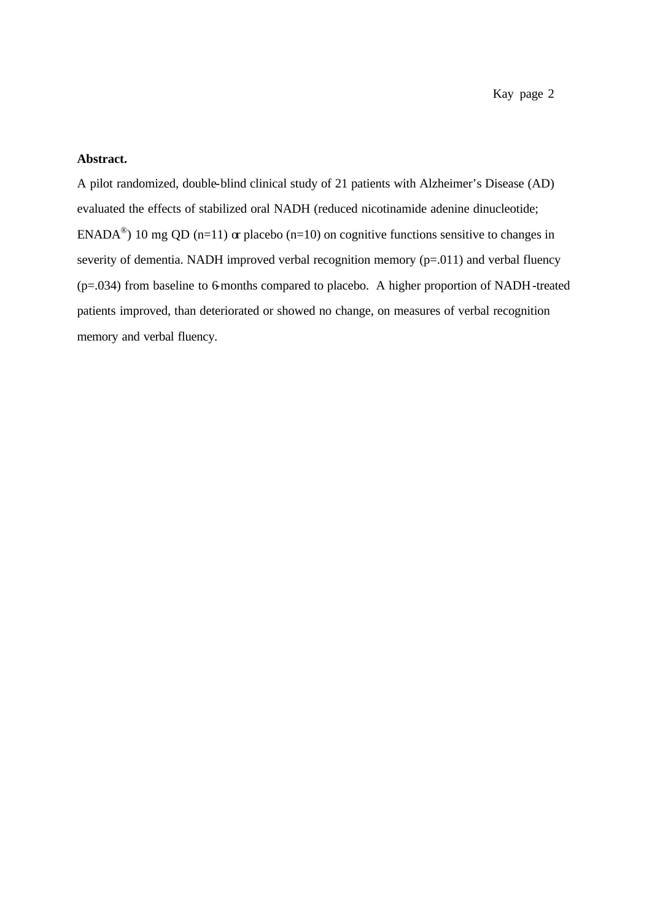**Abstract.**

A pilot randomized, double-blind clinical study of 21 patients with Alzheimer's Disease (AD) evaluated the effects of stabilized oral NADH (reduced nicotinamide adenine dinucleotide; ENADA®) 10 mg QD (n=11) or placebo (n=10) on cognitive functions sensitive to changes in severity of dementia. NADH improved verbal recognition memory (p=.011) and verbal fluency (p=.034) from baseline to 6-months compared to placebo. A higher proportion of NADH-treated patients improved, than deteriorated or showed no change, on measures of verbal recognition memory and verbal fluency.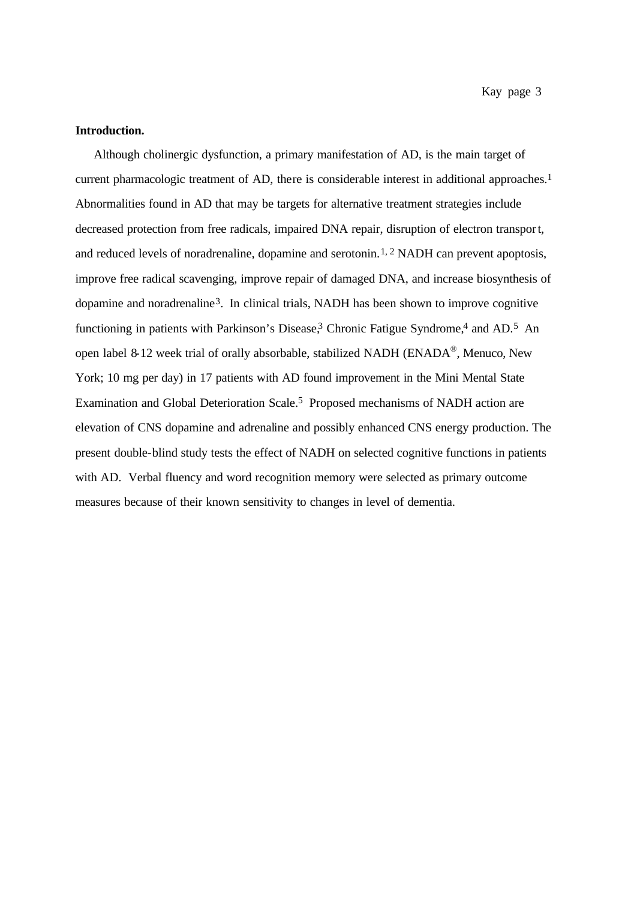**Introduction.**

Although cholinergic dysfunction, a primary manifestation of AD, is the main target of current pharmacologic treatment of AD, there is considerable interest in additional approaches.[1] Abnormalities found in AD that may be targets for alternative treatment strategies include decreased protection from free radicals, impaired DNA repair, disruption of electron transport, and reduced levels of noradrenaline, dopamine and serotonin.[1, 2] NADH can prevent apoptosis, improve free radical scavenging, improve repair of damaged DNA, and increase biosynthesis of dopamine and noradrenaline[3]. In clinical trials, NADH has been shown to improve cognitive functioning in patients with Parkinson's Disease,[3] Chronic Fatigue Syndrome,[4] and AD.[5] An open label 8-12 week trial of orally absorbable, stabilized NADH (ENADA®, Menuco, New York; 10 mg per day) in 17 patients with AD found improvement in the Mini Mental State Examination and Global Deterioration Scale.[5] Proposed mechanisms of NADH action are elevation of CNS dopamine and adrenaline and possibly enhanced CNS energy production. The present double-blind study tests the effect of NADH on selected cognitive functions in patients with AD. Verbal fluency and word recognition memory were selected as primary outcome measures because of their known sensitivity to changes in level of dementia.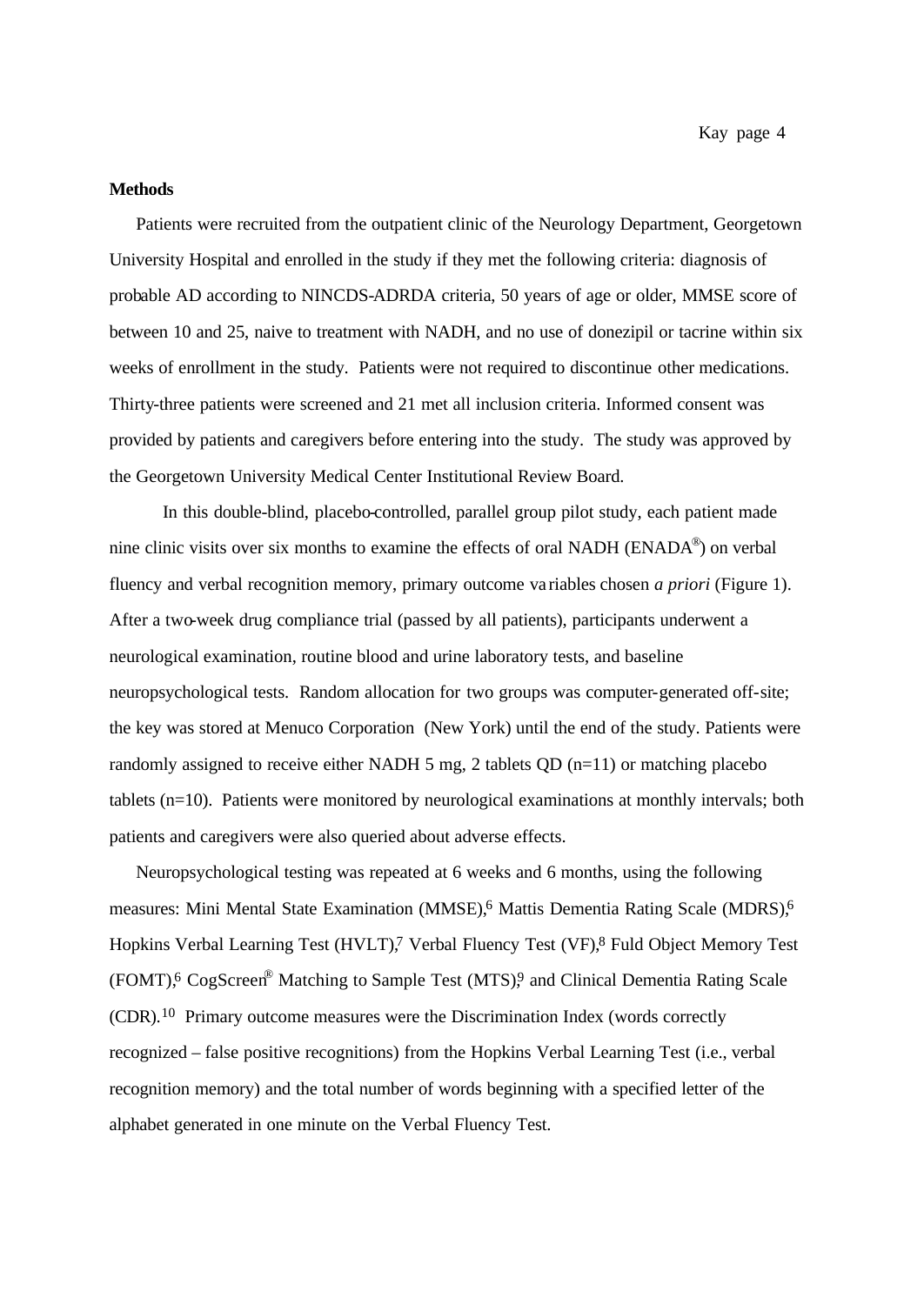**Methods**

Patients were recruited from the outpatient clinic of the Neurology Department, Georgetown University Hospital and enrolled in the study if they met the following criteria: diagnosis of probable AD according to NINCDS-ADRDA criteria, 50 years of age or older, MMSE score of between 10 and 25, naive to treatment with NADH, and no use of donezipil or tacrine within six weeks of enrollment in the study. Patients were not required to discontinue other medications. Thirty-three patients were screened and 21 met all inclusion criteria. Informed consent was provided by patients and caregivers before entering into the study. The study was approved by the Georgetown University Medical Center Institutional Review Board.

In this double-blind, placebo-controlled, parallel group pilot study, each patient made nine clinic visits over six months to examine the effects of oral NADH (ENADA®) on verbal fluency and verbal recognition memory, primary outcome variables chosen *a priori* (Figure 1). After a two-week drug compliance trial (passed by all patients), participants underwent a neurological examination, routine blood and urine laboratory tests, and baseline neuropsychological tests. Random allocation for two groups was computer-generated off-site; the key was stored at Menuco Corporation (New York) until the end of the study. Patients were randomly assigned to receive either NADH 5 mg, 2 tablets QD (n=11) or matching placebo tablets (n=10). Patients were monitored by neurological examinations at monthly intervals; both patients and caregivers were also queried about adverse effects.

Neuropsychological testing was repeated at 6 weeks and 6 months, using the following measures: Mini Mental State Examination (MMSE),[6] Mattis Dementia Rating Scale (MDRS),[6] Hopkins Verbal Learning Test (HVLT),[7] Verbal Fluency Test (VF),[8] Fuld Object Memory Test (FOMT),[6] CogScreen® Matching to Sample Test (MTS),[9] and Clinical Dementia Rating Scale (CDR).[10] Primary outcome measures were the Discrimination Index (words correctly recognized – false positive recognitions) from the Hopkins Verbal Learning Test (i.e., verbal recognition memory) and the total number of words beginning with a specified letter of the alphabet generated in one minute on the Verbal Fluency Test.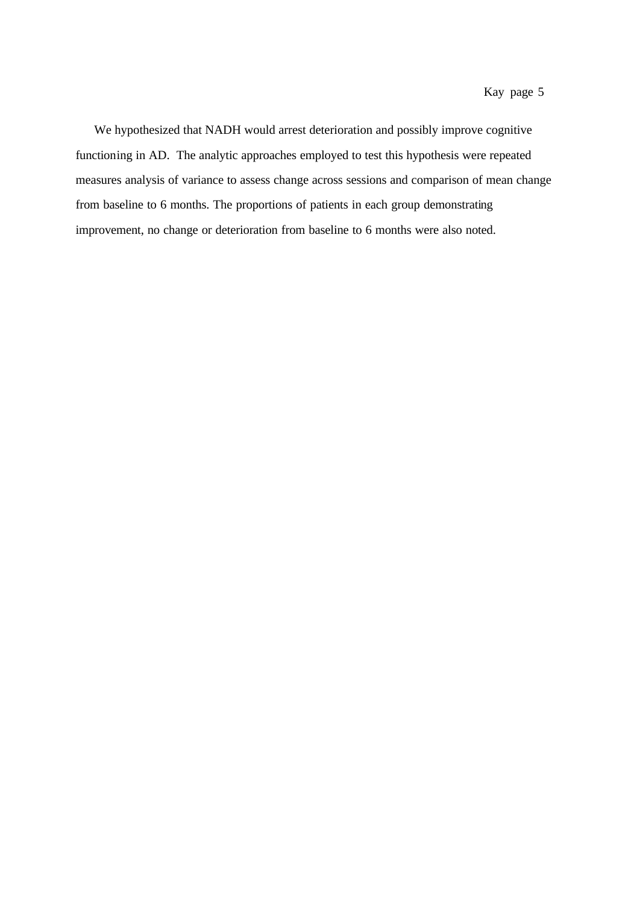We hypothesized that NADH would arrest deterioration and possibly improve cognitive functioning in AD. The analytic approaches employed to test this hypothesis were repeated measures analysis of variance to assess change across sessions and comparison of mean change from baseline to 6 months. The proportions of patients in each group demonstrating improvement, no change or deterioration from baseline to 6 months were also noted.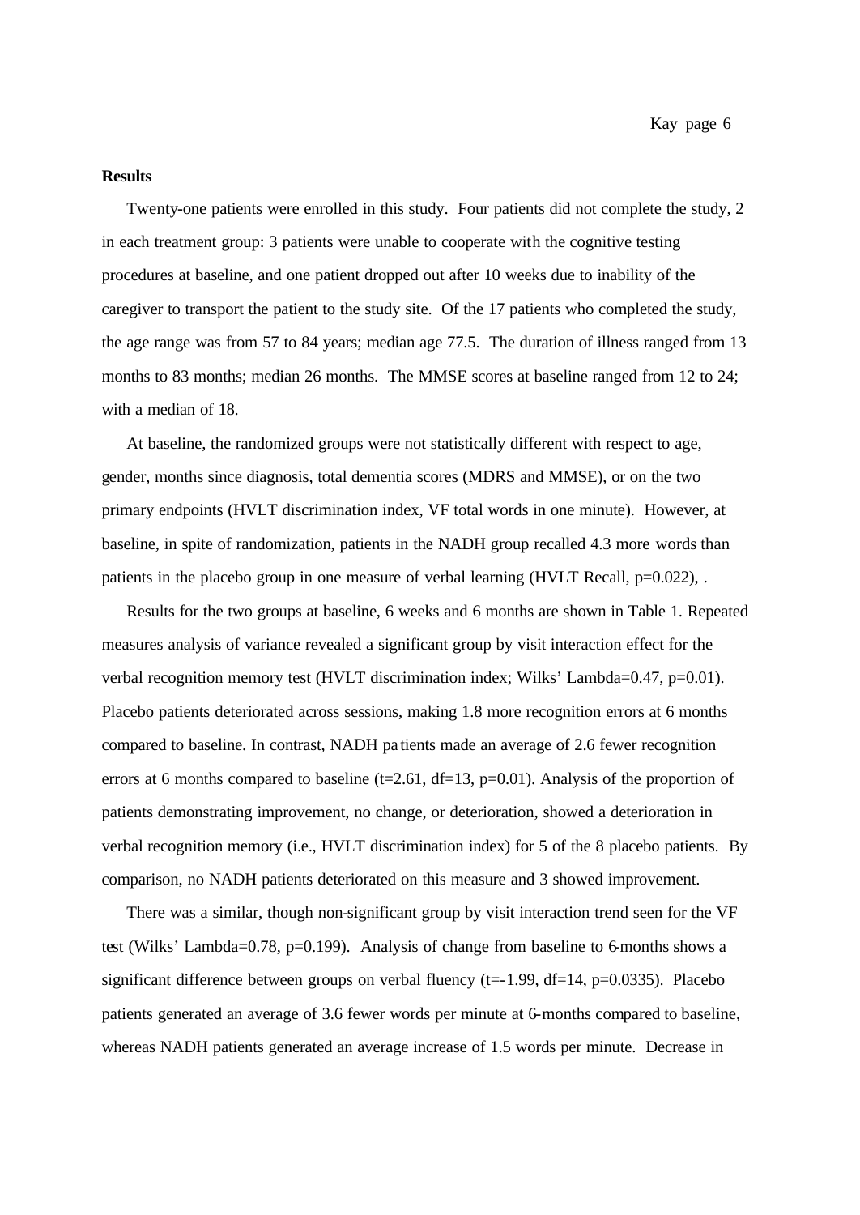## Results

Twenty-one patients were enrolled in this study. Four patients did not complete the study, 2 in each treatment group: 3 patients were unable to cooperate with the cognitive testing procedures at baseline, and one patient dropped out after 10 weeks due to inability of the caregiver to transport the patient to the study site. Of the 17 patients who completed the study, the age range was from 57 to 84 years; median age 77.5. The duration of illness ranged from 13 months to 83 months; median 26 months. The MMSE scores at baseline ranged from 12 to 24; with a median of 18.

At baseline, the randomized groups were not statistically different with respect to age, gender, months since diagnosis, total dementia scores (MDRS and MMSE), or on the two primary endpoints (HVLT discrimination index, VF total words in one minute). However, at baseline, in spite of randomization, patients in the NADH group recalled 4.3 more words than patients in the placebo group in one measure of verbal learning (HVLT Recall, $p=0.022$), .

Results for the two groups at baseline, 6 weeks and 6 months are shown in Table 1. Repeated measures analysis of variance revealed a significant group by visit interaction effect for the verbal recognition memory test (HVLT discrimination index; Wilks' Lambda=0.47, $p=0.01$). Placebo patients deteriorated across sessions, making 1.8 more recognition errors at 6 months compared to baseline. In contrast, NADH patients made an average of 2.6 fewer recognition errors at 6 months compared to baseline ($t=2.61$, $df=13$, $p=0.01$). Analysis of the proportion of patients demonstrating improvement, no change, or deterioration, showed a deterioration in verbal recognition memory (i.e., HVLT discrimination index) for 5 of the 8 placebo patients. By comparison, no NADH patients deteriorated on this measure and 3 showed improvement.

There was a similar, though non-significant group by visit interaction trend seen for the VF test (Wilks' Lambda=0.78, $p=0.199$). Analysis of change from baseline to 6-months shows a significant difference between groups on verbal fluency ($t=-1.99$, $df=14$, $p=0.0335$). Placebo patients generated an average of 3.6 fewer words per minute at 6-months compared to baseline, whereas NADH patients generated an average increase of 1.5 words per minute. Decrease in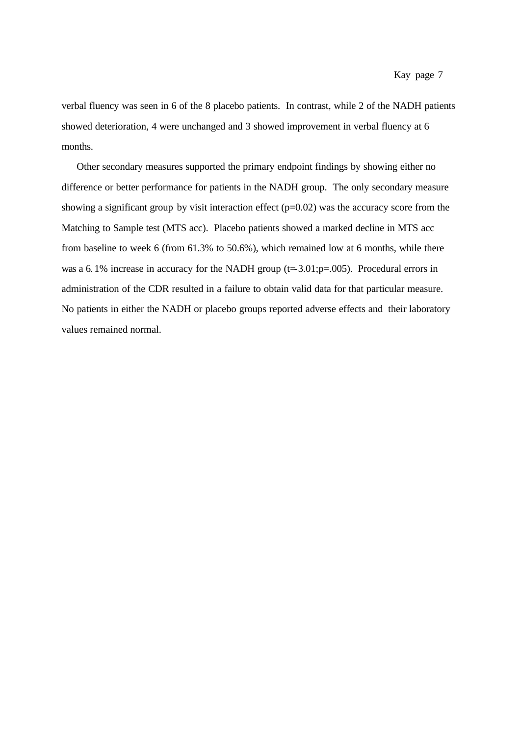verbal fluency was seen in 6 of the 8 placebo patients. In contrast, while 2 of the NADH patients showed deterioration, 4 were unchanged and 3 showed improvement in verbal fluency at 6 months.

Other secondary measures supported the primary endpoint findings by showing either no difference or better performance for patients in the NADH group. The only secondary measure showing a significant group by visit interaction effect ($p=0.02$) was the accuracy score from the Matching to Sample test (MTS acc). Placebo patients showed a marked decline in MTS acc from baseline to week 6 (from 61.3% to 50.6%), which remained low at 6 months, while there was a 6.1% increase in accuracy for the NADH group ($t=3.01; p=.005$). Procedural errors in administration of the CDR resulted in a failure to obtain valid data for that particular measure. No patients in either the NADH or placebo groups reported adverse effects and their laboratory values remained normal.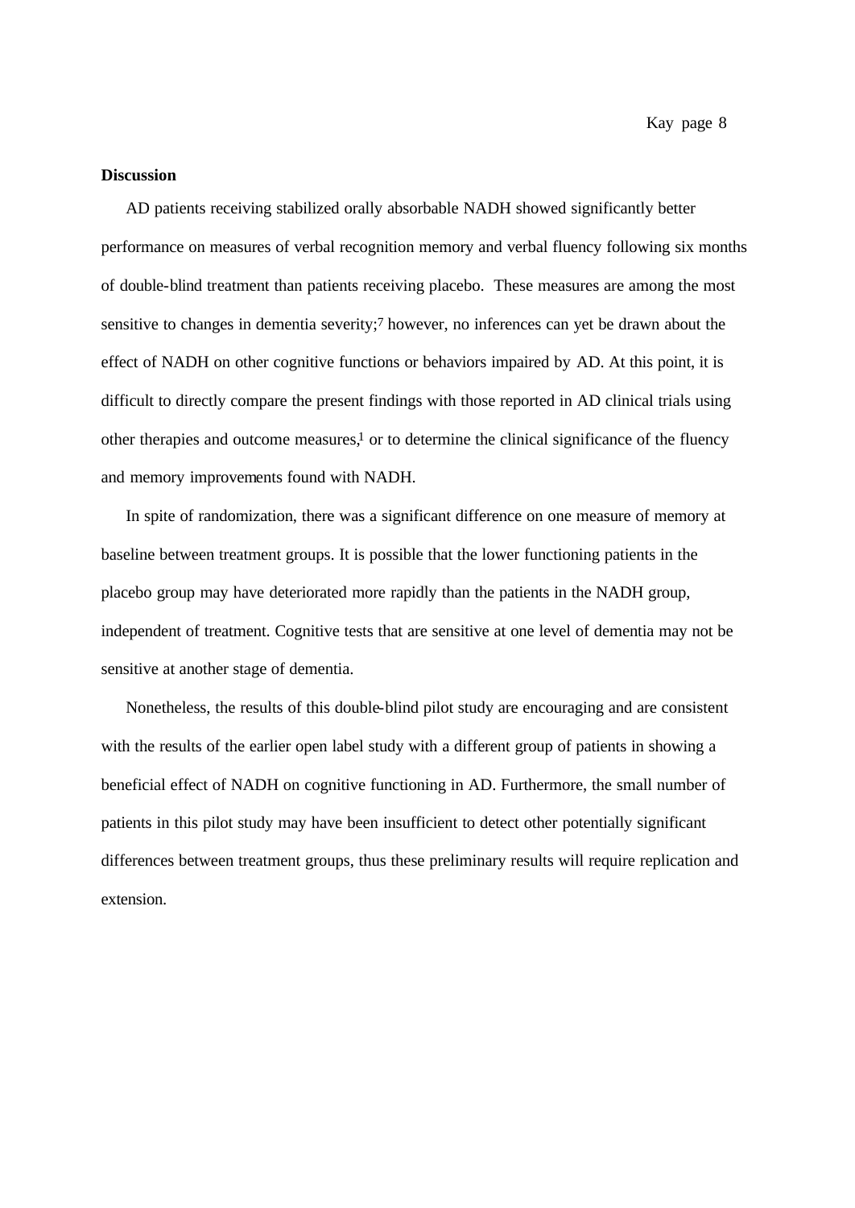**Discussion**

AD patients receiving stabilized orally absorbable NADH showed significantly better performance on measures of verbal recognition memory and verbal fluency following six months of double-blind treatment than patients receiving placebo. These measures are among the most sensitive to changes in dementia severity;[7] however, no inferences can yet be drawn about the effect of NADH on other cognitive functions or behaviors impaired by AD. At this point, it is difficult to directly compare the present findings with those reported in AD clinical trials using other therapies and outcome measures,[1] or to determine the clinical significance of the fluency and memory improvements found with NADH.

In spite of randomization, there was a significant difference on one measure of memory at baseline between treatment groups. It is possible that the lower functioning patients in the placebo group may have deteriorated more rapidly than the patients in the NADH group, independent of treatment. Cognitive tests that are sensitive at one level of dementia may not be sensitive at another stage of dementia.

Nonetheless, the results of this double-blind pilot study are encouraging and are consistent with the results of the earlier open label study with a different group of patients in showing a beneficial effect of NADH on cognitive functioning in AD. Furthermore, the small number of patients in this pilot study may have been insufficient to detect other potentially significant differences between treatment groups, thus these preliminary results will require replication and extension.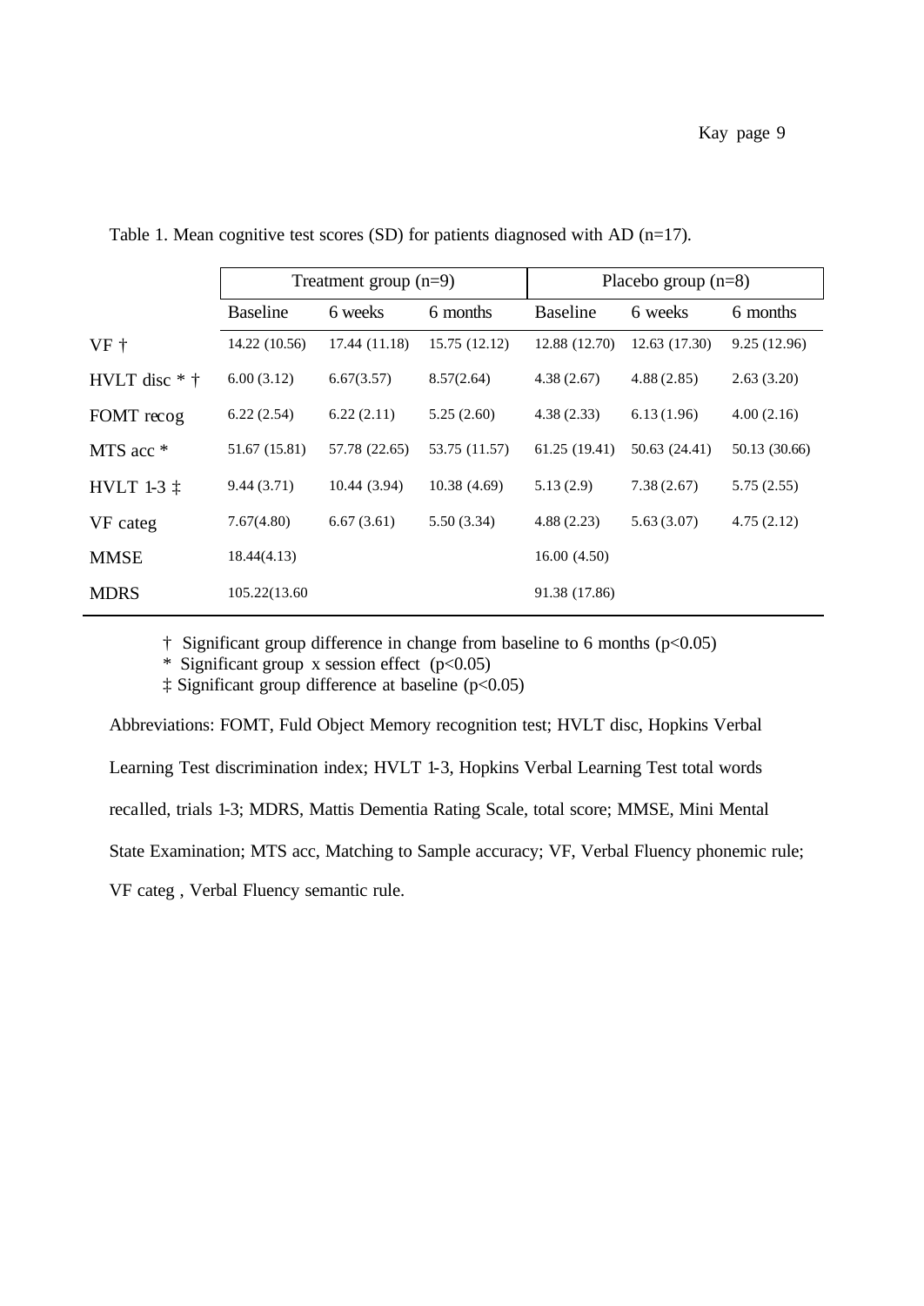Table 1. Mean cognitive test scores (SD) for patients diagnosed with AD (n=17).

| | Treatment group (n=9) | | | Placebo group (n=8) | | |
|---|---|---|---|---|---|---|
| | Baseline | 6 weeks | 6 months | Baseline | 6 weeks | 6 months |
| VF † | 14.22 (10.56) | 17.44 (11.18) | 15.75 (12.12) | 12.88 (12.70) | 12.63 (17.30) | 9.25 (12.96) |
| HVLT disc * † | 6.00 (3.12) | 6.67(3.57) | 8.57(2.64) | 4.38 (2.67) | 4.88 (2.85) | 2.63 (3.20) |
| FOMT recog | 6.22 (2.54) | 6.22 (2.11) | 5.25 (2.60) | 4.38 (2.33) | 6.13 (1.96) | 4.00 (2.16) |
| MTS acc * | 51.67 (15.81) | 57.78 (22.65) | 53.75 (11.57) | 61.25 (19.41) | 50.63 (24.41) | 50.13 (30.66) |
| HVLT 1-3 ‡ | 9.44 (3.71) | 10.44 (3.94) | 10.38 (4.69) | 5.13 (2.9) | 7.38 (2.67) | 5.75 (2.55) |
| VF categ | 7.67(4.80) | 6.67 (3.61) | 5.50 (3.34) | 4.88 (2.23) | 5.63 (3.07) | 4.75 (2.12) |
| MMSE | 18.44(4.13) | | | 16.00 (4.50) | | |
| MDRS | 105.22(13.60 | | | 91.38 (17.86) | | |

† Significant group difference in change from baseline to 6 months ($p<0.05$)

* Significant group x session effect ($p<0.05$)

‡ Significant group difference at baseline ($p<0.05$)

Abbreviations: FOMT, Fuld Object Memory recognition test; HVLT disc, Hopkins Verbal Learning Test discrimination index; HVLT 1-3, Hopkins Verbal Learning Test total words recalled, trials 1-3; MDRS, Mattis Dementia Rating Scale, total score; MMSE, Mini Mental State Examination; MTS acc, Matching to Sample accuracy; VF, Verbal Fluency phonemic rule; VF categ , Verbal Fluency semantic rule.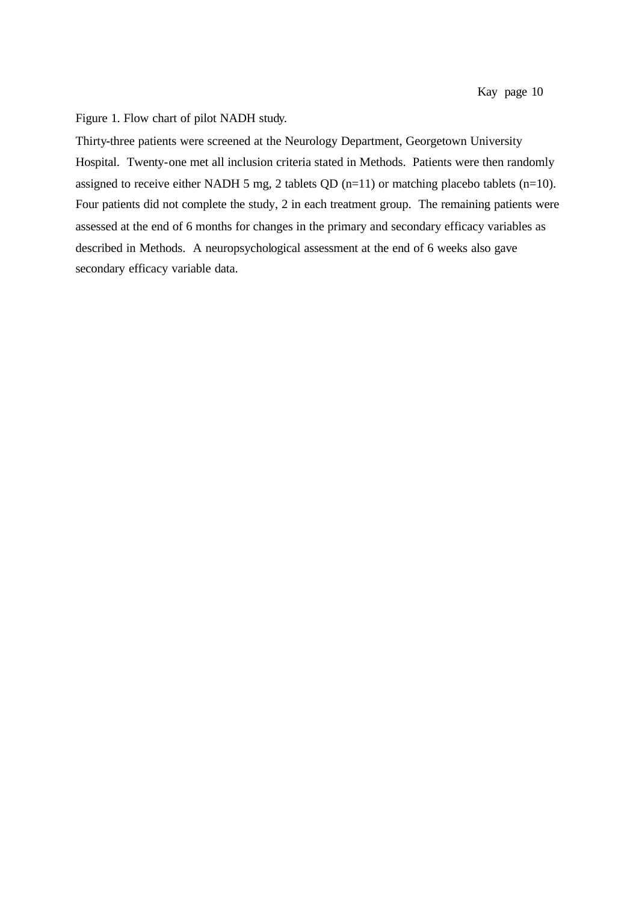Figure 1. Flow chart of pilot NADH study.

Thirty-three patients were screened at the Neurology Department, Georgetown University Hospital. Twenty-one met all inclusion criteria stated in Methods. Patients were then randomly assigned to receive either NADH 5 mg, 2 tablets QD (n=11) or matching placebo tablets (n=10). Four patients did not complete the study, 2 in each treatment group. The remaining patients were assessed at the end of 6 months for changes in the primary and secondary efficacy variables as described in Methods. A neuropsychological assessment at the end of 6 weeks also gave secondary efficacy variable data.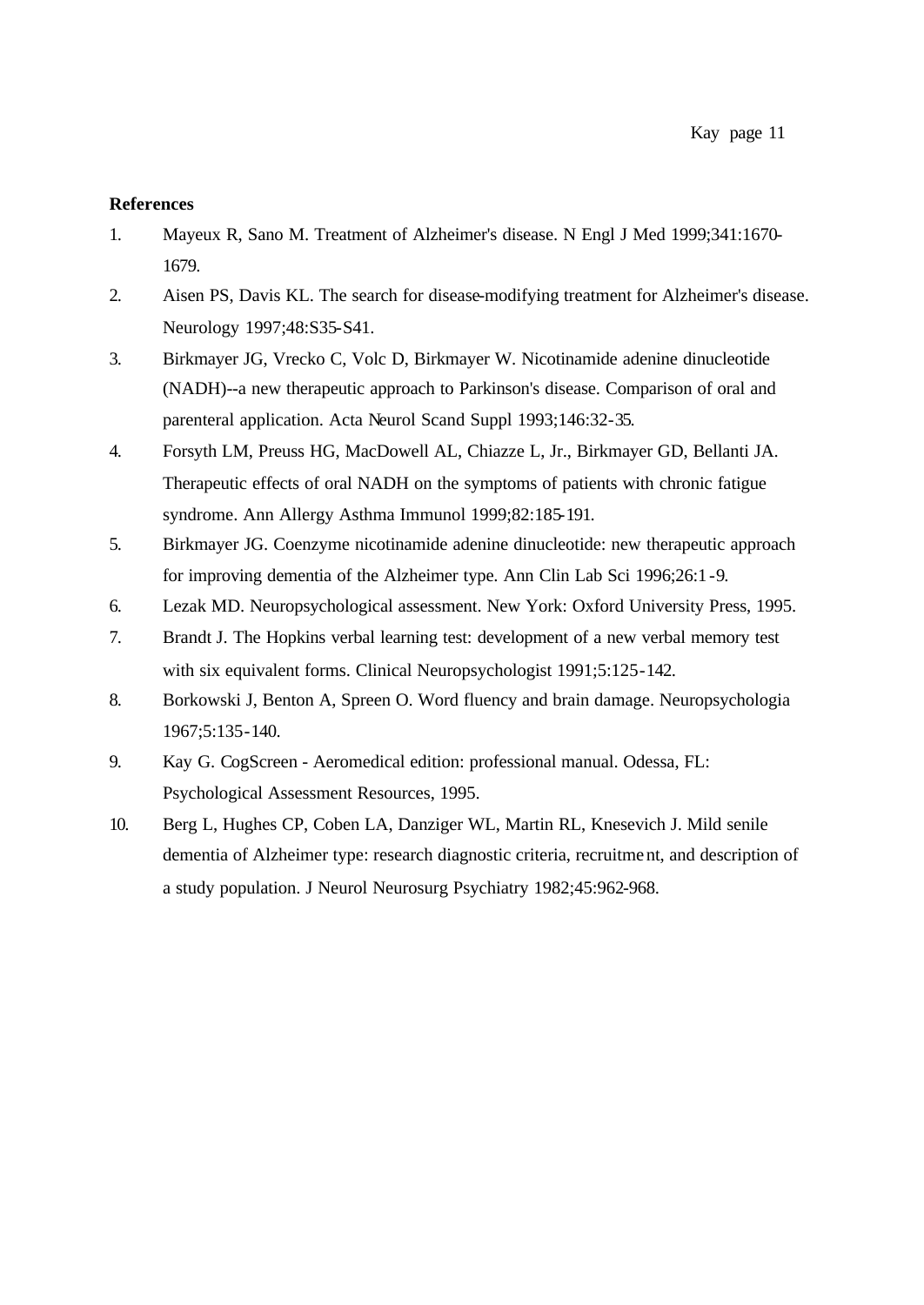**References**

1. Mayeux R, Sano M. Treatment of Alzheimer's disease. N Engl J Med 1999;341:1670-1679.
2. Aisen PS, Davis KL. The search for disease-modifying treatment for Alzheimer's disease. Neurology 1997;48:S35-S41.
3. Birkmayer JG, Vrecko C, Volc D, Birkmayer W. Nicotinamide adenine dinucleotide (NADH)--a new therapeutic approach to Parkinson's disease. Comparison of oral and parenteral application. Acta Neurol Scand Suppl 1993;146:32-35.
4. Forsyth LM, Preuss HG, MacDowell AL, Chiazze L, Jr., Birkmayer GD, Bellanti JA. Therapeutic effects of oral NADH on the symptoms of patients with chronic fatigue syndrome. Ann Allergy Asthma Immunol 1999;82:185-191.
5. Birkmayer JG. Coenzyme nicotinamide adenine dinucleotide: new therapeutic approach for improving dementia of the Alzheimer type. Ann Clin Lab Sci 1996;26:1-9.
6. Lezak MD. Neuropsychological assessment. New York: Oxford University Press, 1995.
7. Brandt J. The Hopkins verbal learning test: development of a new verbal memory test with six equivalent forms. Clinical Neuropsychologist 1991;5:125-142.
8. Borkowski J, Benton A, Spreen O. Word fluency and brain damage. Neuropsychologia 1967;5:135-140.
9. Kay G. CogScreen - Aeromedical edition: professional manual. Odessa, FL: Psychological Assessment Resources, 1995.
10. Berg L, Hughes CP, Coben LA, Danziger WL, Martin RL, Knesevich J. Mild senile dementia of Alzheimer type: research diagnostic criteria, recruitment, and description of a study population. J Neurol Neurosurg Psychiatry 1982;45:962-968.